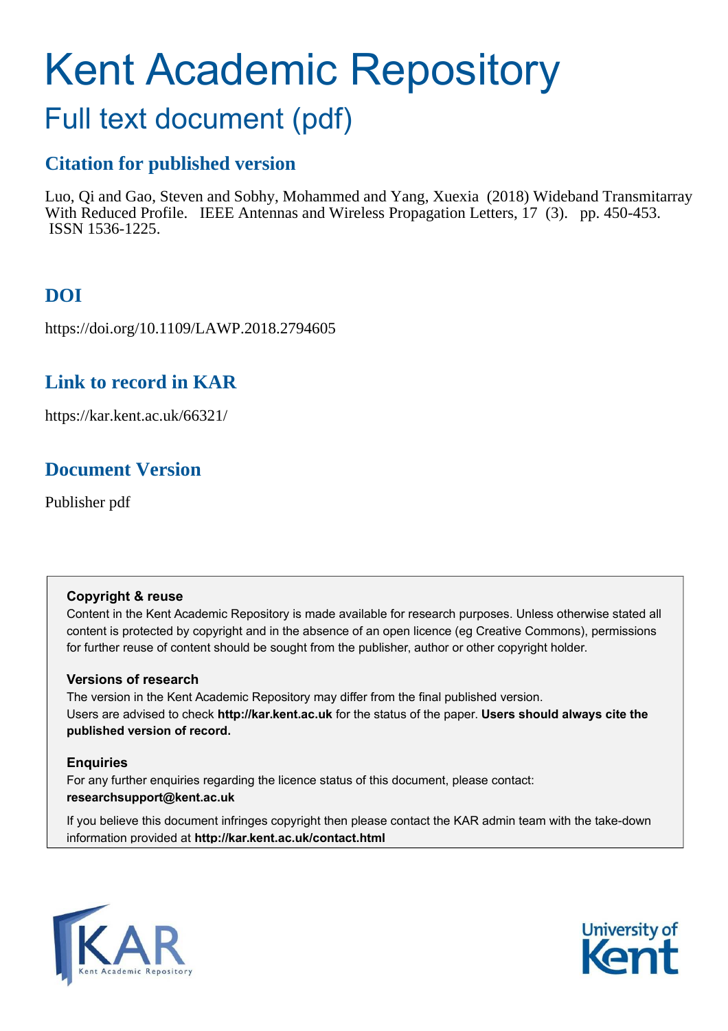# Kent Academic Repository

## Full text document (pdf)

### Citation for published version

Luo, Qi and Gao, Steven and Sobhy, Mohammed and Yang, Xuexia (2018) Wideband Transmitarray With Reduced Profile. IEEE Antennas and Wireless Propagation Letters, 17 (3). pp. 450-453. ISSN 1536-1225.

### DOI

https://doi.org/10.1109/LAWP.2018.2794605

### Link to record in KAR

https://kar.kent.ac.uk/66321/

### Document Version

Publisher pdf

**Copyright & reuse**

Content in the Kent Academic Repository is made available for research purposes. Unless otherwise stated all content is protected by copyright and in the absence of an open licence (eg Creative Commons), permissions for further reuse of content should be sought from the publisher, author or other copyright holder.

**Versions of research**

The version in the Kent Academic Repository may differ from the final published version. Users are advised to check **http://kar.kent.ac.uk** for the status of the paper. **Users should always cite the published version of record.**

**Enquiries**

For any further enquiries regarding the licence status of this document, please contact: **researchsupport@kent.ac.uk**

If you believe this document infringes copyright then please contact the KAR admin team with the take-down information provided at **http://kar.kent.ac.uk/contact.html**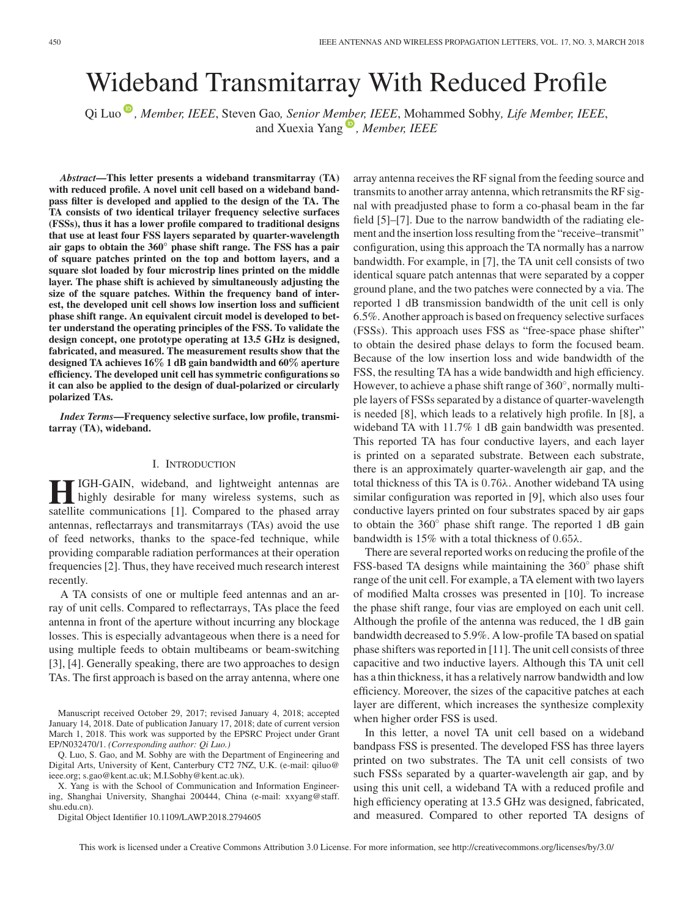# Wideband Transmitarray With Reduced Profile

Qi Luo, *Member, IEEE*, Steven Gao, *Senior Member, IEEE*, Mohammed Sobhy, *Life Member, IEEE*, and Xuexia Yang, *Member, IEEE*

***Abstract*—This letter presents a wideband transmitarray (TA) with reduced profile. A novel unit cell based on a wideband bandpass filter is developed and applied to the design of the TA. The TA consists of two identical trilayer frequency selective surfaces (FSSs), thus it has a lower profile compared to traditional designs that use at least four FSS layers separated by quarter-wavelength air gaps to obtain the 360° phase shift range. The FSS has a pair of square patches printed on the top and bottom layers, and a square slot loaded by four microstrip lines printed on the middle layer. The phase shift is achieved by simultaneously adjusting the size of the square patches. Within the frequency band of interest, the developed unit cell shows low insertion loss and sufficient phase shift range. An equivalent circuit model is developed to better understand the operating principles of the FSS. To validate the design concept, one prototype operating at 13.5 GHz is designed, fabricated, and measured. The measurement results show that the designed TA achieves 16% 1 dB gain bandwidth and 60% aperture efficiency. The developed unit cell has symmetric configurations so it can also be applied to the design of dual-polarized or circularly polarized TAs.**

***Index Terms*—Frequency selective surface, low profile, transmitarray (TA), wideband.**

## I. Introduction

High-gain, wideband, and lightweight antennas are highly desirable for many wireless systems, such as satellite communications [1]. Compared to the phased array antennas, reflectarrays and transmitarrays (TAs) avoid the use of feed networks, thanks to the space-fed technique, while providing comparable radiation performances at their operation frequencies [2]. Thus, they have received much research interest recently.

A TA consists of one or multiple feed antennas and an array of unit cells. Compared to reflectarrays, TAs place the feed antenna in front of the aperture without incurring any blockage losses. This is especially advantageous when there is a need for using multiple feeds to obtain multibeams or beam-switching [3], [4]. Generally speaking, there are two approaches to design TAs. The first approach is based on the array antenna, where one array antenna receives the RF signal from the feeding source and transmits to another array antenna, which retransmits the RF signal with preadjusted phase to form a co-phasal beam in the far field [5]–[7]. Due to the narrow bandwidth of the radiating element and the insertion loss resulting from the "receive–transmit" configuration, using this approach the TA normally has a narrow bandwidth. For example, in [7], the TA unit cell consists of two identical square patch antennas that were separated by a copper ground plane, and the two patches were connected by a via. The reported 1 dB transmission bandwidth of the unit cell is only 6.5%. Another approach is based on frequency selective surfaces (FSSs). This approach uses FSS as "free-space phase shifter" to obtain the desired phase delays to form the focused beam. Because of the low insertion loss and wide bandwidth of the FSS, the resulting TA has a wide bandwidth and high efficiency. However, to achieve a phase shift range of 360°, normally multiple layers of FSSs separated by a distance of quarter-wavelength is needed [8], which leads to a relatively high profile. In [8], a wideband TA with 11.7% 1 dB gain bandwidth was presented. This reported TA has four conductive layers, and each layer is printed on a separated substrate. Between each substrate, there is an approximately quarter-wavelength air gap, and the total thickness of this TA is $0.76\lambda$. Another wideband TA using similar configuration was reported in [9], which also uses four conductive layers printed on four substrates spaced by air gaps to obtain the 360° phase shift range. The reported 1 dB gain bandwidth is 15% with a total thickness of $0.65\lambda$.

There are several reported works on reducing the profile of the FSS-based TA designs while maintaining the 360° phase shift range of the unit cell. For example, a TA element with two layers of modified Malta crosses was presented in [10]. To increase the phase shift range, four vias are employed on each unit cell. Although the profile of the antenna was reduced, the 1 dB gain bandwidth decreased to 5.9%. A low-profile TA based on spatial phase shifters was reported in [11]. The unit cell consists of three capacitive and two inductive layers. Although this TA unit cell has a thin thickness, it has a relatively narrow bandwidth and low efficiency. Moreover, the sizes of the capacitive patches at each layer are different, which increases the synthesize complexity when higher order FSS is used.

In this letter, a novel TA unit cell based on a wideband bandpass FSS is presented. The developed FSS has three layers printed on two substrates. The TA unit cell consists of two such FSSs separated by a quarter-wavelength air gap, and by using this unit cell, a wideband TA with a reduced profile and high efficiency operating at 13.5 GHz was designed, fabricated, and measured. Compared to other reported TA designs of

Manuscript received October 29, 2017; revised January 4, 2018; accepted January 14, 2018. Date of publication January 17, 2018; date of current version March 1, 2018. This work was supported by the EPSRC Project under Grant EP/N032470/1. *(Corresponding author: Qi Luo.)*

Q. Luo, S. Gao, and M. Sobhy are with the Department of Engineering and Digital Arts, University of Kent, Canterbury CT2 7NZ, U.K. (e-mail: qiluo@ieee.org; s.gao@kent.ac.uk; M.I.Sobhy@kent.ac.uk).

X. Yang is with the School of Communication and Information Engineering, Shanghai University, Shanghai 200444, China (e-mail: xxyang@staff.shu.edu.cn).

Digital Object Identifier 10.1109/LAWP.2018.2794605

This work is licensed under a Creative Commons Attribution 3.0 License. For more information, see http://creativecommons.org/licenses/by/3.0/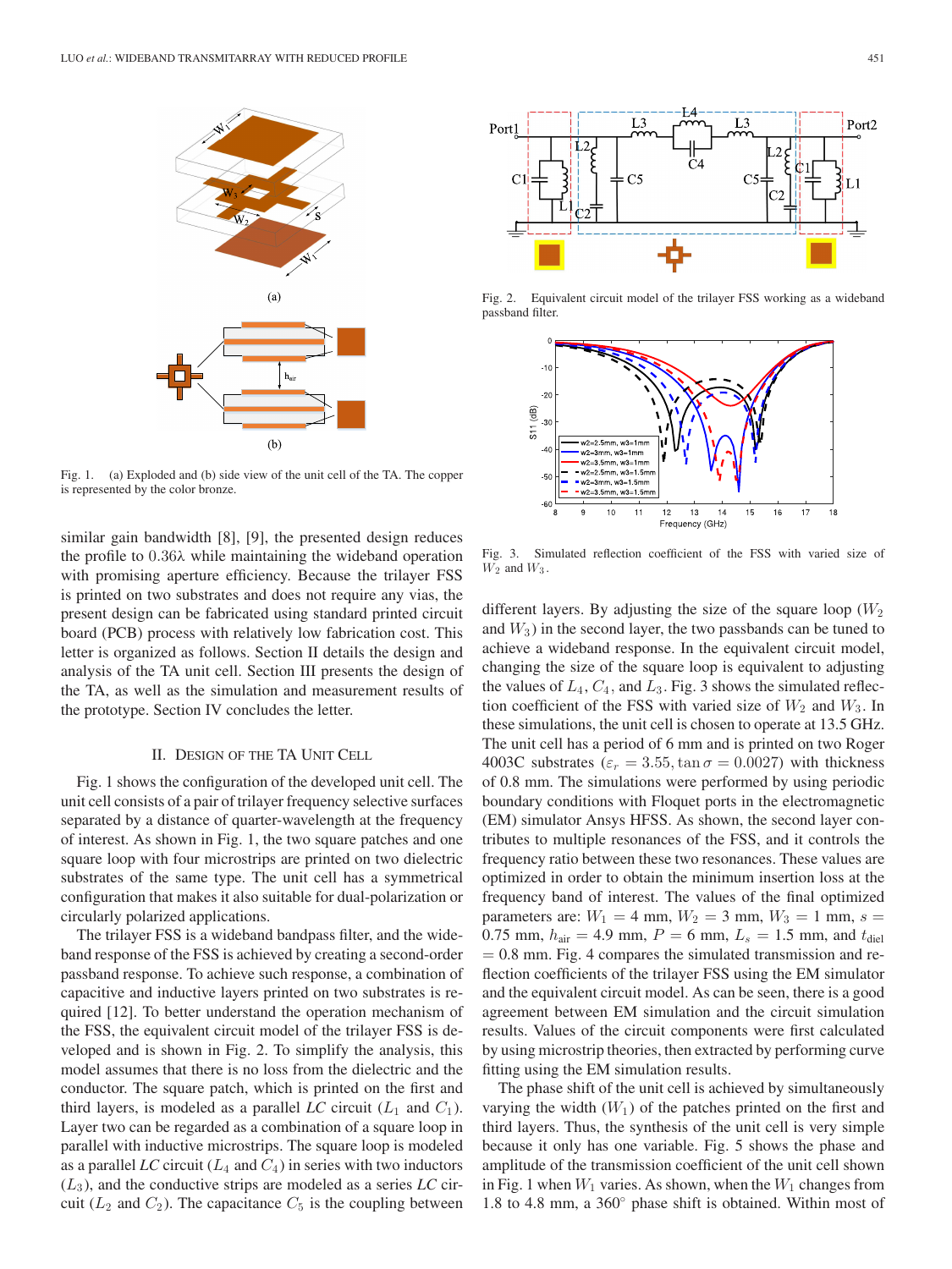Fig. 1. (a) Exploded and (b) side view of the unit cell of the TA. The copper is represented by the color bronze.

Fig. 2. Equivalent circuit model of the trilayer FSS working as a wideband passband filter.

Fig. 3. Simulated reflection coefficient of the FSS with varied size of $W_2$ and $W_3$.

similar gain bandwidth [8], [9], the presented design reduces the profile to 0.36λ while maintaining the wideband operation with promising aperture efficiency. Because the trilayer FSS is printed on two substrates and does not require any vias, the present design can be fabricated using standard printed circuit board (PCB) process with relatively low fabrication cost. This letter is organized as follows. Section II details the design and analysis of the TA unit cell. Section III presents the design of the TA, as well as the simulation and measurement results of the prototype. Section IV concludes the letter.

## II. Design of the TA Unit Cell

Fig. 1 shows the configuration of the developed unit cell. The unit cell consists of a pair of trilayer frequency selective surfaces separated by a distance of quarter-wavelength at the frequency of interest. As shown in Fig. 1, the two square patches and one square loop with four microstrips are printed on two dielectric substrates of the same type. The unit cell has a symmetrical configuration that makes it also suitable for dual-polarization or circularly polarized applications.

The trilayer FSS is a wideband bandpass filter, and the wideband response of the FSS is achieved by creating a second-order passband response. To achieve such response, a combination of capacitive and inductive layers printed on two substrates is required [12]. To better understand the operation mechanism of the FSS, the equivalent circuit model of the trilayer FSS is developed and is shown in Fig. 2. To simplify the analysis, this model assumes that there is no loss from the dielectric and the conductor. The square patch, which is printed on the first and third layers, is modeled as a parallel *LC* circuit ($L_1$ and $C_1$). Layer two can be regarded as a combination of a square loop in parallel with inductive microstrips. The square loop is modeled as a parallel *LC* circuit ($L_4$ and $C_4$) in series with two inductors ($L_3$), and the conductive strips are modeled as a series *LC* circuit ($L_2$ and $C_2$). The capacitance $C_5$ is the coupling between different layers. By adjusting the size of the square loop ($W_2$ and $W_3$) in the second layer, the two passbands can be tuned to achieve a wideband response. In the equivalent circuit model, changing the size of the square loop is equivalent to adjusting the values of $L_4$, $C_4$, and $L_3$. Fig. 3 shows the simulated reflection coefficient of the FSS with varied size of $W_2$ and $W_3$. In these simulations, the unit cell is chosen to operate at 13.5 GHz. The unit cell has a period of 6 mm and is printed on two Roger 4003C substrates ($\varepsilon_r = 3.55, \tan\sigma = 0.0027$) with thickness of 0.8 mm. The simulations were performed by using periodic boundary conditions with Floquet ports in the electromagnetic (EM) simulator Ansys HFSS. As shown, the second layer contributes to multiple resonances of the FSS, and it controls the frequency ratio between these two resonances. These values are optimized in order to obtain the minimum insertion loss at the frequency band of interest. The values of the final optimized parameters are: $W_1 = 4$ mm, $W_2 = 3$ mm, $W_3 = 1$ mm, $s = 0.75$ mm, $h_{\text{air}} = 4.9$ mm, $P = 6$ mm, $L_s = 1.5$ mm, and $t_{\text{diel}} = 0.8$ mm. Fig. 4 compares the simulated transmission and reflection coefficients of the trilayer FSS using the EM simulator and the equivalent circuit model. As can be seen, there is a good agreement between EM simulation and the circuit simulation results. Values of the circuit components were first calculated by using microstrip theories, then extracted by performing curve fitting using the EM simulation results.

The phase shift of the unit cell is achieved by simultaneously varying the width ($W_1$) of the patches printed on the first and third layers. Thus, the synthesis of the unit cell is very simple because it only has one variable. Fig. 5 shows the phase and amplitude of the transmission coefficient of the unit cell shown in Fig. 1 when $W_1$ varies. As shown, when the $W_1$ changes from 1.8 to 4.8 mm, a 360° phase shift is obtained. Within most of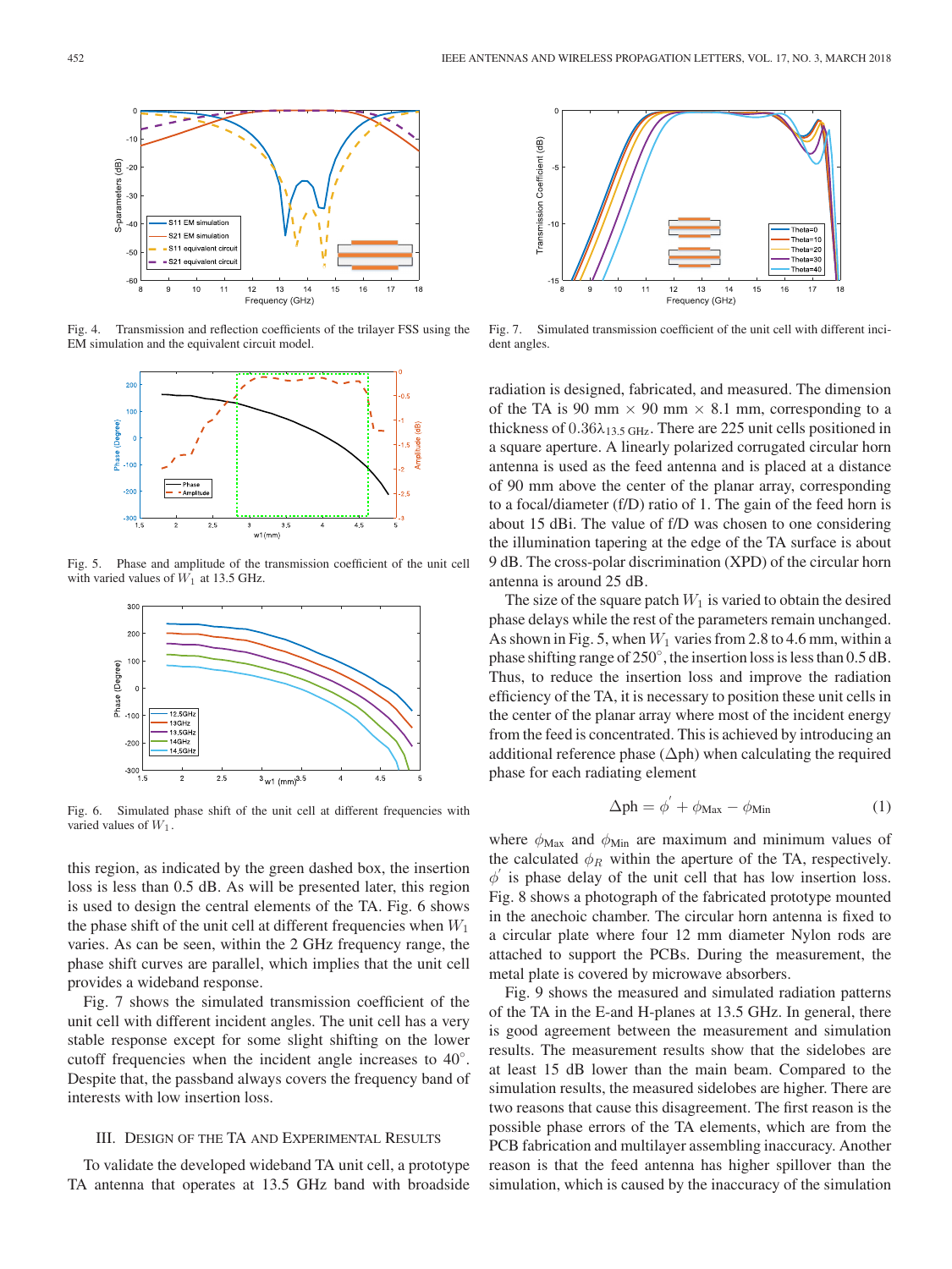Fig. 4. Transmission and reflection coefficients of the trilayer FSS using the EM simulation and the equivalent circuit model.

Fig. 5. Phase and amplitude of the transmission coefficient of the unit cell with varied values of $W_1$ at 13.5 GHz.

Fig. 6. Simulated phase shift of the unit cell at different frequencies with varied values of $W_1$.

this region, as indicated by the green dashed box, the insertion loss is less than 0.5 dB. As will be presented later, this region is used to design the central elements of the TA. Fig. 6 shows the phase shift of the unit cell at different frequencies when $W_1$ varies. As can be seen, within the 2 GHz frequency range, the phase shift curves are parallel, which implies that the unit cell provides a wideband response.

Fig. 7 shows the simulated transmission coefficient of the unit cell with different incident angles. The unit cell has a very stable response except for some slight shifting on the lower cutoff frequencies when the incident angle increases to 40°. Despite that, the passband always covers the frequency band of interests with low insertion loss.

## III. Design of the TA and Experimental Results

To validate the developed wideband TA unit cell, a prototype TA antenna that operates at 13.5 GHz band with broadside

Fig. 7. Simulated transmission coefficient of the unit cell with different incident angles.

radiation is designed, fabricated, and measured. The dimension of the TA is 90 mm × 90 mm × 8.1 mm, corresponding to a thickness of $0.36\lambda_{13.5\text{ GHz}}$. There are 225 unit cells positioned in a square aperture. A linearly polarized corrugated circular horn antenna is used as the feed antenna and is placed at a distance of 90 mm above the center of the planar array, corresponding to a focal/diameter (f/D) ratio of 1. The gain of the feed horn is about 15 dBi. The value of f/D was chosen to one considering the illumination tapering at the edge of the TA surface is about 9 dB. The cross-polar discrimination (XPD) of the circular horn antenna is around 25 dB.

The size of the square patch $W_1$ is varied to obtain the desired phase delays while the rest of the parameters remain unchanged. As shown in Fig. 5, when $W_1$ varies from 2.8 to 4.6 mm, within a phase shifting range of 250°, the insertion loss is less than 0.5 dB. Thus, to reduce the insertion loss and improve the radiation efficiency of the TA, it is necessary to position these unit cells in the center of the planar array where most of the incident energy from the feed is concentrated. This is achieved by introducing an additional reference phase (Δph) when calculating the required phase for each radiating element

$$\Delta\text{ph} = \phi' + \phi_{\text{Max}} - \phi_{\text{Min}} \tag{1}$$

where $\phi_{\text{Max}}$ and $\phi_{\text{Min}}$ are maximum and minimum values of the calculated $\phi_R$ within the aperture of the TA, respectively. $\phi'$ is phase delay of the unit cell that has low insertion loss. Fig. 8 shows a photograph of the fabricated prototype mounted in the anechoic chamber. The circular horn antenna is fixed to a circular plate where four 12 mm diameter Nylon rods are attached to support the PCBs. During the measurement, the metal plate is covered by microwave absorbers.

Fig. 9 shows the measured and simulated radiation patterns of the TA in the E-and H-planes at 13.5 GHz. In general, there is good agreement between the measurement and simulation results. The measurement results show that the sidelobes are at least 15 dB lower than the main beam. Compared to the simulation results, the measured sidelobes are higher. There are two reasons that cause this disagreement. The first reason is the possible phase errors of the TA elements, which are from the PCB fabrication and multilayer assembling inaccuracy. Another reason is that the feed antenna has higher spillover than the simulation, which is caused by the inaccuracy of the simulation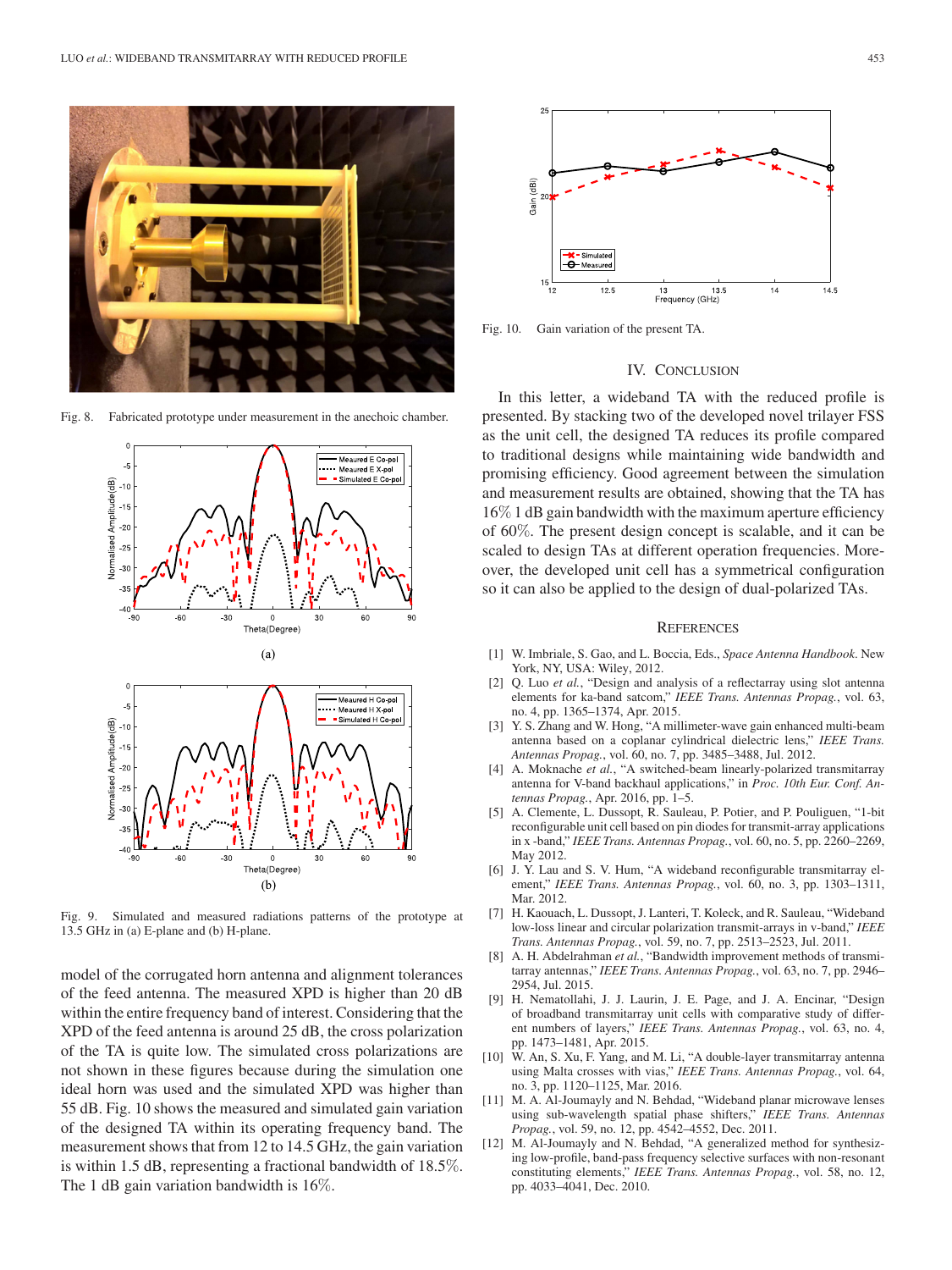Fig. 8. Fabricated prototype under measurement in the anechoic chamber.

0
-5
-10
-15
-20
-25
-30
-35
-40
Normalised Amplitude(dB)
-90 -60 -30 0 30 60 90
Theta(Degree)
Meaured E Co-pol
Meaured E X-pol
Simulated E Co-pol

(a)

0
-5
-10
-15
-20
-25
-30
-35
-40
Normalised Amplitude(dB)
-90 -60 -30 0 30 60 90
Theta(Degree)
Meaured H Co-pol
Meaured H X-pol
Simulated H Co-pol

(b)

Fig. 9. Simulated and measured radiations patterns of the prototype at 13.5 GHz in (a) E-plane and (b) H-plane.

model of the corrugated horn antenna and alignment tolerances of the feed antenna. The measured XPD is higher than 20 dB within the entire frequency band of interest. Considering that the XPD of the feed antenna is around 25 dB, the cross polarization of the TA is quite low. The simulated cross polarizations are not shown in these figures because during the simulation one ideal horn was used and the simulated XPD was higher than 55 dB. Fig. 10 shows the measured and simulated gain variation of the designed TA within its operating frequency band. The measurement shows that from 12 to 14.5 GHz, the gain variation is within 1.5 dB, representing a fractional bandwidth of 18.5%. The 1 dB gain variation bandwidth is 16%.

25
20
15
Gain (dB)
12 12.5 13 13.5 14 14.5
Frequency (GHz)
Simulated
Measured

Fig. 10. Gain variation of the present TA.

## IV. Conclusion

In this letter, a wideband TA with the reduced profile is presented. By stacking two of the developed novel trilayer FSS as the unit cell, the designed TA reduces its profile compared to traditional designs while maintaining wide bandwidth and promising efficiency. Good agreement between the simulation and measurement results are obtained, showing that the TA has 16% 1 dB gain bandwidth with the maximum aperture efficiency of 60%. The present design concept is scalable, and it can be scaled to design TAs at different operation frequencies. Moreover, the developed unit cell has a symmetrical configuration so it can also be applied to the design of dual-polarized TAs.

## References

[1] W. Imbriale, S. Gao, and L. Boccia, Eds., *Space Antenna Handbook*. New York, NY, USA: Wiley, 2012.

[2] Q. Luo *et al.*, "Design and analysis of a reflectarray using slot antenna elements for ka-band satcom," *IEEE Trans. Antennas Propag.*, vol. 63, no. 4, pp. 1365–1374, Apr. 2015.

[3] Y. S. Zhang and W. Hong, "A millimeter-wave gain enhanced multi-beam antenna based on a coplanar cylindrical dielectric lens," *IEEE Trans. Antennas Propag.*, vol. 60, no. 7, pp. 3485–3488, Jul. 2012.

[4] A. Moknache *et al.*, "A switched-beam linearly-polarized transmitarray antenna for V-band backhaul applications," in *Proc. 10th Eur. Conf. Antennas Propag.*, Apr. 2016, pp. 1–5.

[5] A. Clemente, L. Dussopt, R. Sauleau, P. Potier, and P. Pouliguen, "1-bit reconfigurable unit cell based on pin diodes for transmit-array applications in x -band," *IEEE Trans. Antennas Propag.*, vol. 60, no. 5, pp. 2260–2269, May 2012.

[6] J. Y. Lau and S. V. Hum, "A wideband reconfigurable transmitarray element," *IEEE Trans. Antennas Propag.*, vol. 60, no. 3, pp. 1303–1311, Mar. 2012.

[7] H. Kaouach, L. Dussopt, J. Lanteri, T. Koleck, and R. Sauleau, "Wideband low-loss linear and circular polarization transmit-arrays in v-band," *IEEE Trans. Antennas Propag.*, vol. 59, no. 7, pp. 2513–2523, Jul. 2011.

[8] A. H. Abdelrahman *et al.*, "Bandwidth improvement methods of transmitarray antennas," *IEEE Trans. Antennas Propag.*, vol. 63, no. 7, pp. 2946–2954, Jul. 2015.

[9] H. Nematollahi, J. J. Laurin, J. E. Page, and J. A. Encinar, "Design of broadband transmitarray unit cells with comparative study of different numbers of layers," *IEEE Trans. Antennas Propag.*, vol. 63, no. 4, pp. 1473–1481, Apr. 2015.

[10] W. An, S. Xu, F. Yang, and M. Li, "A double-layer transmitarray antenna using Malta crosses with vias," *IEEE Trans. Antennas Propag.*, vol. 64, no. 3, pp. 1120–1125, Mar. 2016.

[11] M. A. Al-Joumayly and N. Behdad, "Wideband planar microwave lenses using sub-wavelength spatial phase shifters," *IEEE Trans. Antennas Propag.*, vol. 59, no. 12, pp. 4542–4552, Dec. 2011.

[12] M. Al-Joumayly and N. Behdad, "A generalized method for synthesizing low-profile, band-pass frequency selective surfaces with non-resonant constituting elements," *IEEE Trans. Antennas Propag.*, vol. 58, no. 12, pp. 4033–4041, Dec. 2010.